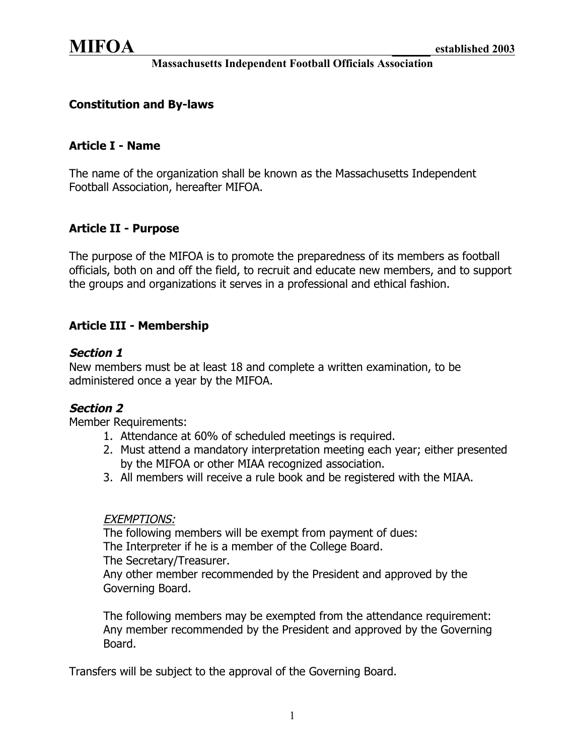# MIFOA

established 2003

**Massachusetts Independent Football Officials Association**

## Constitution and By-laws

### Article I - Name

The name of the organization shall be known as the Massachusetts Independent Football Association, hereafter MIFOA.

### Article II - Purpose

The purpose of the MIFOA is to promote the preparedness of its members as football officials, both on and off the field, to recruit and educate new members, and to support the groups and organizations it serves in a professional and ethical fashion.

### Article III - Membership

***Section 1***

New members must be at least 18 and complete a written examination, to be administered once a year by the MIFOA.

***Section 2***

Member Requirements:

1. Attendance at 60% of scheduled meetings is required.
2. Must attend a mandatory interpretation meeting each year; either presented by the MIFOA or other MIAA recognized association.
3. All members will receive a rule book and be registered with the MIAA.

*EXEMPTIONS:*

The following members will be exempt from payment of dues:
The Interpreter if he is a member of the College Board.
The Secretary/Treasurer.
Any other member recommended by the President and approved by the Governing Board.

The following members may be exempted from the attendance requirement:
Any member recommended by the President and approved by the Governing Board.

Transfers will be subject to the approval of the Governing Board.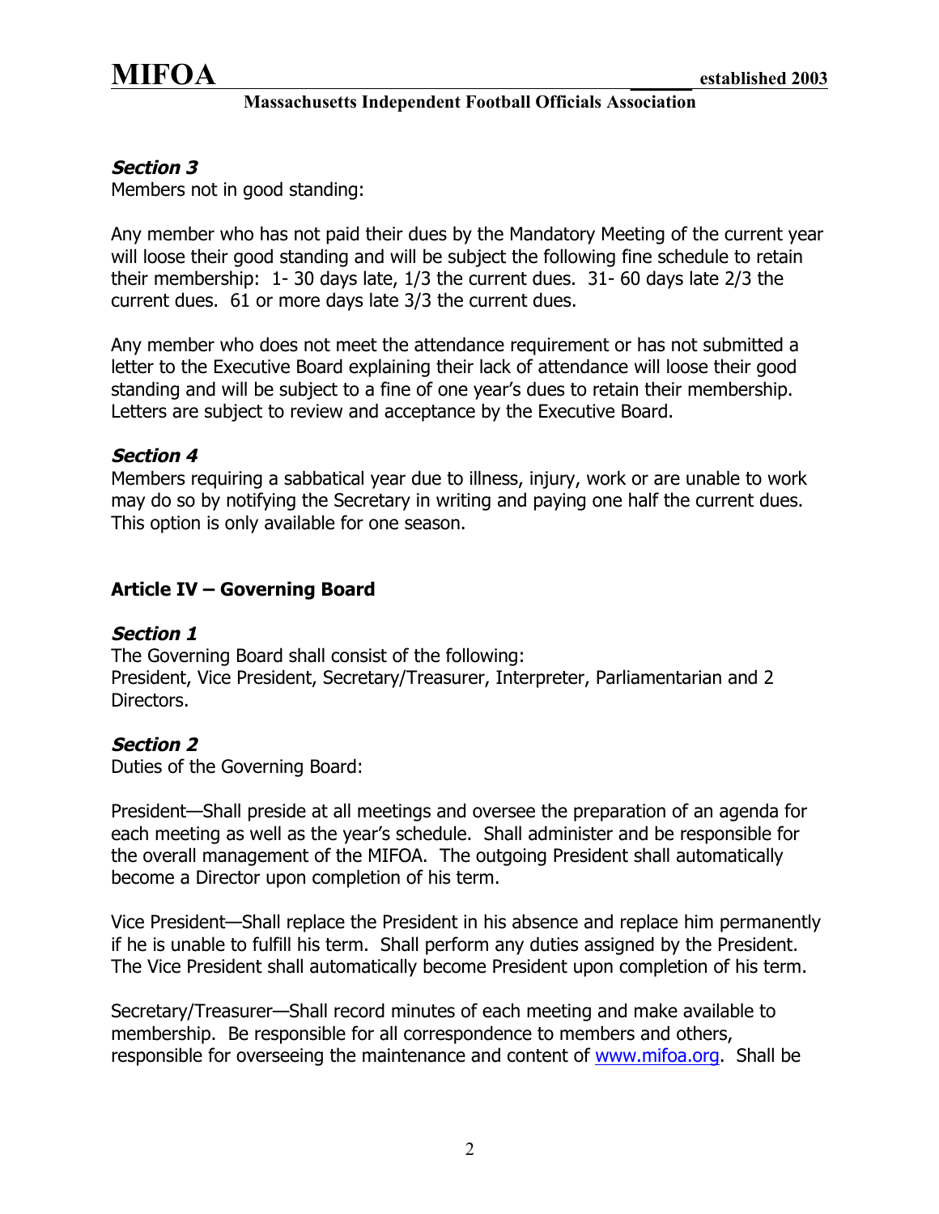***Section 3***
Members not in good standing:

Any member who has not paid their dues by the Mandatory Meeting of the current year will loose their good standing and will be subject the following fine schedule to retain their membership: 1- 30 days late, 1/3 the current dues. 31- 60 days late 2/3 the current dues. 61 or more days late 3/3 the current dues.

Any member who does not meet the attendance requirement or has not submitted a letter to the Executive Board explaining their lack of attendance will loose their good standing and will be subject to a fine of one year's dues to retain their membership. Letters are subject to review and acceptance by the Executive Board.

***Section 4***
Members requiring a sabbatical year due to illness, injury, work or are unable to work may do so by notifying the Secretary in writing and paying one half the current dues. This option is only available for one season.

## Article IV – Governing Board

***Section 1***
The Governing Board shall consist of the following:
President, Vice President, Secretary/Treasurer, Interpreter, Parliamentarian and 2 Directors.

***Section 2***
Duties of the Governing Board:

President—Shall preside at all meetings and oversee the preparation of an agenda for each meeting as well as the year's schedule. Shall administer and be responsible for the overall management of the MIFOA. The outgoing President shall automatically become a Director upon completion of his term.

Vice President—Shall replace the President in his absence and replace him permanently if he is unable to fulfill his term. Shall perform any duties assigned by the President. The Vice President shall automatically become President upon completion of his term.

Secretary/Treasurer—Shall record minutes of each meeting and make available to membership. Be responsible for all correspondence to members and others, responsible for overseeing the maintenance and content of [www.mifoa.org](http://www.mifoa.org). Shall be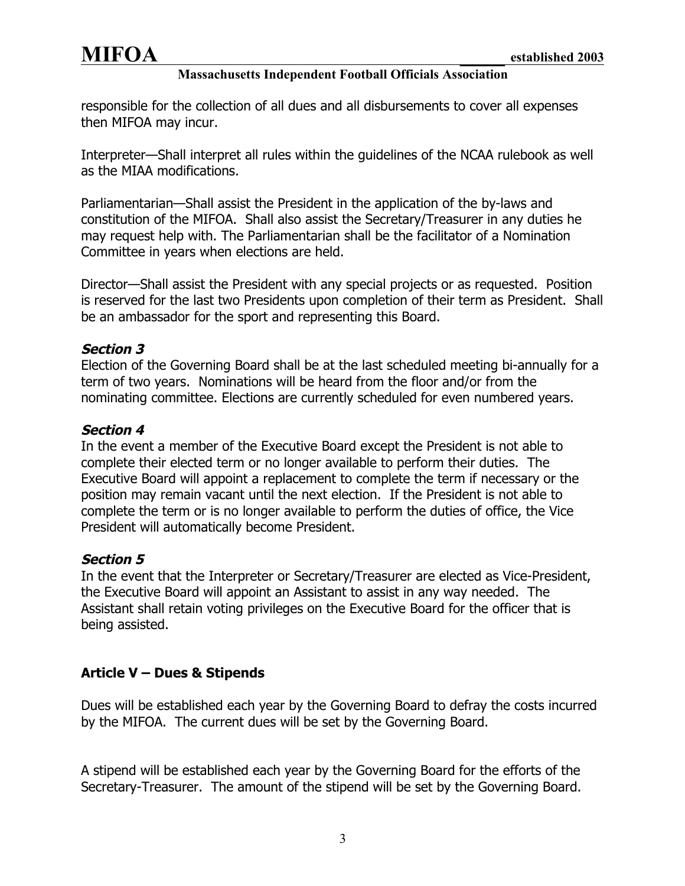responsible for the collection of all dues and all disbursements to cover all expenses then MIFOA may incur.

Interpreter—Shall interpret all rules within the guidelines of the NCAA rulebook as well as the MIAA modifications.

Parliamentarian—Shall assist the President in the application of the by-laws and constitution of the MIFOA. Shall also assist the Secretary/Treasurer in any duties he may request help with. The Parliamentarian shall be the facilitator of a Nomination Committee in years when elections are held.

Director—Shall assist the President with any special projects or as requested. Position is reserved for the last two Presidents upon completion of their term as President. Shall be an ambassador for the sport and representing this Board.

***Section 3***

Election of the Governing Board shall be at the last scheduled meeting bi-annually for a term of two years. Nominations will be heard from the floor and/or from the nominating committee. Elections are currently scheduled for even numbered years.

***Section 4***

In the event a member of the Executive Board except the President is not able to complete their elected term or no longer available to perform their duties. The Executive Board will appoint a replacement to complete the term if necessary or the position may remain vacant until the next election. If the President is not able to complete the term or is no longer available to perform the duties of office, the Vice President will automatically become President.

***Section 5***

In the event that the Interpreter or Secretary/Treasurer are elected as Vice-President, the Executive Board will appoint an Assistant to assist in any way needed. The Assistant shall retain voting privileges on the Executive Board for the officer that is being assisted.

## Article V – Dues & Stipends

Dues will be established each year by the Governing Board to defray the costs incurred by the MIFOA. The current dues will be set by the Governing Board.

A stipend will be established each year by the Governing Board for the efforts of the Secretary-Treasurer. The amount of the stipend will be set by the Governing Board.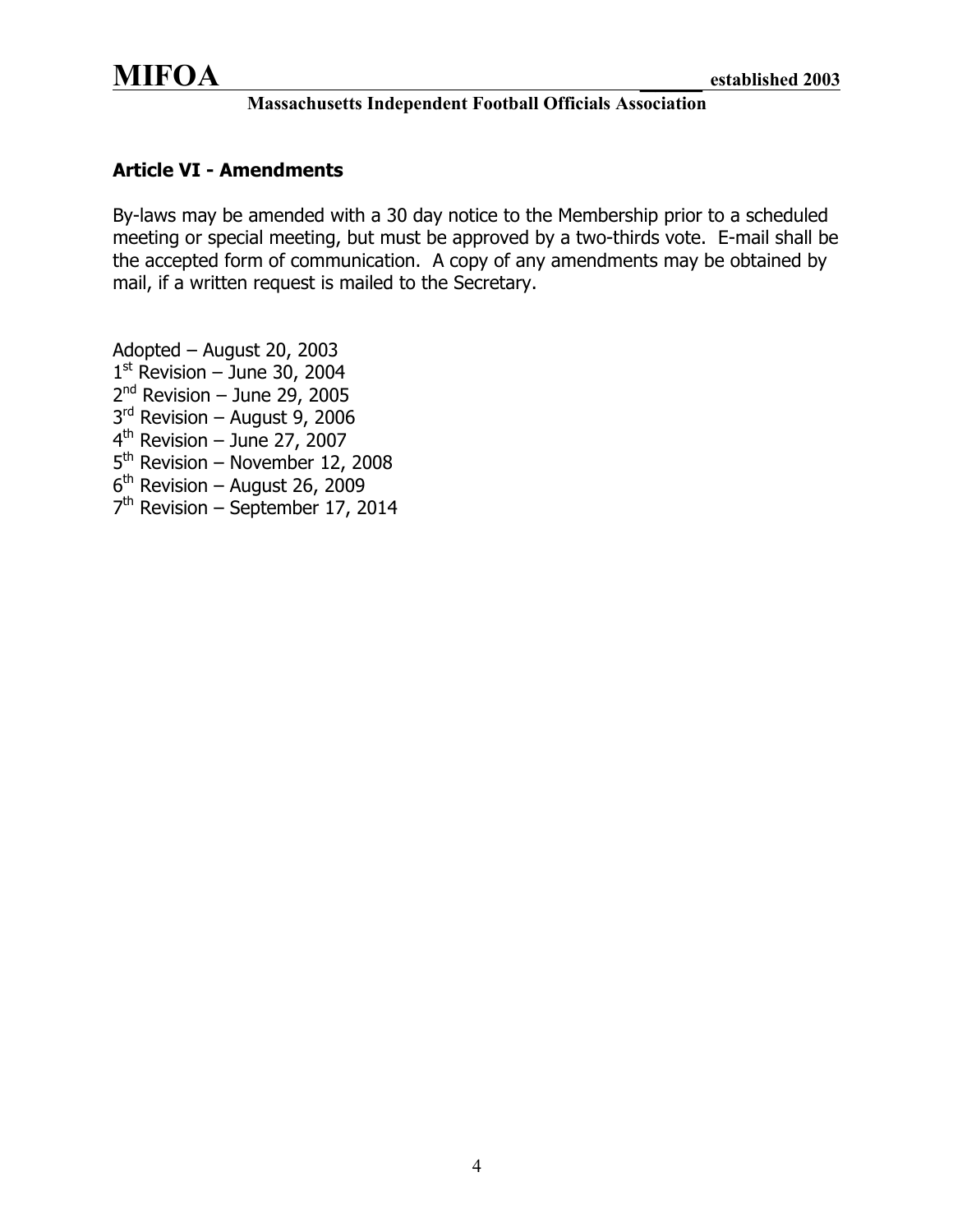## Article VI - Amendments

By-laws may be amended with a 30 day notice to the Membership prior to a scheduled meeting or special meeting, but must be approved by a two-thirds vote. E-mail shall be the accepted form of communication. A copy of any amendments may be obtained by mail, if a written request is mailed to the Secretary.

Adopted – August 20, 2003
1st Revision – June 30, 2004
2nd Revision – June 29, 2005
3rd Revision – August 9, 2006
4th Revision – June 27, 2007
5th Revision – November 12, 2008
6th Revision – August 26, 2009
7th Revision – September 17, 2014